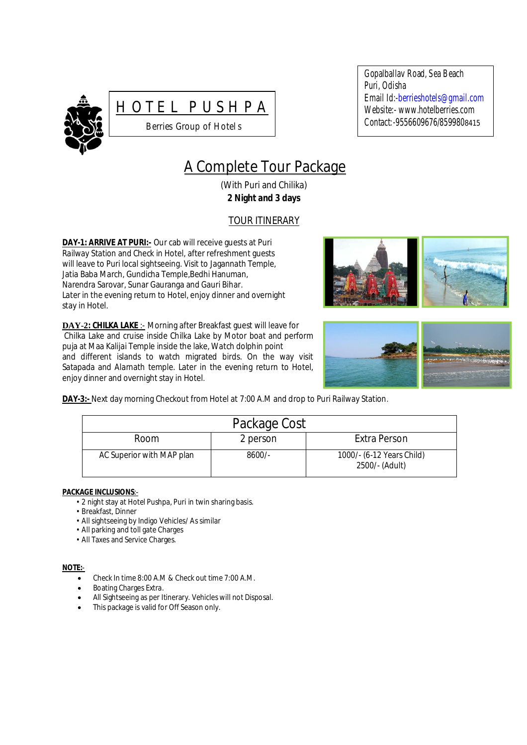# HOTEL PUSHPA

Berries Group of Hotels

Gopalballav Road, Sea Beach
Puri, Odisha
Email Id:-berrieshotels@gmail.com
Website:- www.hotelberries.com
Contact:-9556609676/8599808415

## A Complete Tour Package

(With Puri and Chilika)

**2 Night and 3 days**

### TOUR ITINERARY

**DAY-1: ARRIVE AT PURI:-** Our cab will receive guests at Puri Railway Station and Check in Hotel, after refreshment guests will leave to Puri local sightseeing. Visit to Jagannath Temple, Jatia Baba March, Gundicha Temple, Bedhi Hanuman, Narendra Sarovar, Sunar Gauranga and Gauri Bihar. Later in the evening return to Hotel, enjoy dinner and overnight stay in Hotel.

**DAY-2: CHILKA LAKE** :- Morning after Breakfast guest will leave for Chilka Lake and cruise inside Chilka Lake by Motor boat and perform puja at Maa Kalijai Temple inside the lake, Watch dolphin point and different islands to watch migrated birds. On the way visit Satapada and Alarnath temple. Later in the evening return to Hotel, enjoy dinner and overnight stay in Hotel.

**DAY-3:-** Next day morning Checkout from Hotel at 7:00 A.M and drop to Puri Railway Station.

| Package Cost | | |
|---|---|---|
| Room | 2 person | Extra Person |
| AC Superior with MAP plan | 8600/- | 1000/- (6-12 Years Child)<br>2500/- (Adult) |

**PACKAGE INCLUSIONS**:-

- 2 night stay at Hotel Pushpa, Puri in twin sharing basis.
- Breakfast, Dinner
- All sightseeing by Indigo Vehicles/ As similar
- All parking and toll gate Charges
- All Taxes and Service Charges.

**NOTE:**-

- Check In time 8:00 A.M & Check out time 7:00 A.M.
- Boating Charges Extra.
- All Sightseeing as per Itinerary. Vehicles will not Disposal.
- This package is valid for Off Season only.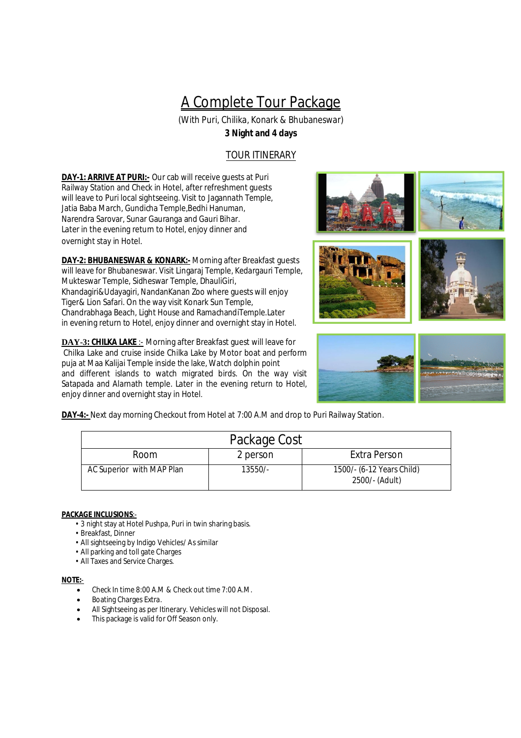# A Complete Tour Package

(With Puri, Chilika, Konark & Bhubaneswar)

**3 Night and 4 days**

## TOUR ITINERARY

**DAY-1: ARRIVE AT PURI:-** Our cab will receive guests at Puri Railway Station and Check in Hotel, after refreshment guests will leave to Puri local sightseeing. Visit to Jagannath Temple, Jatia Baba March, Gundicha Temple,Bedhi Hanuman, Narendra Sarovar, Sunar Gauranga and Gauri Bihar. Later in the evening return to Hotel, enjoy dinner and overnight stay in Hotel.

**DAY-2: BHUBANESWAR & KONARK:-** Morning after Breakfast guests will leave for Bhubaneswar. Visit Lingaraj Temple, Kedargauri Temple, Mukteswar Temple, Sidheswar Temple, DhauliGiri, Khandagiri&Udayagiri, NandanKanan Zoo where guests will enjoy Tiger& Lion Safari. On the way visit Konark Sun Temple, Chandrabhaga Beach, Light House and RamachandiTemple.Later in evening return to Hotel, enjoy dinner and overnight stay in Hotel.

**DAY-3: CHILKA LAKE** :- Morning after Breakfast guest will leave for Chilka Lake and cruise inside Chilka Lake by Motor boat and perform puja at Maa Kalijai Temple inside the lake, Watch dolphin point and different islands to watch migrated birds. On the way visit Satapada and Alarnath temple. Later in the evening return to Hotel, enjoy dinner and overnight stay in Hotel.

**DAY-4:-** Next day morning Checkout from Hotel at 7:00 A.M and drop to Puri Railway Station.

| Package Cost | | |
|---|---|---|
| Room | 2 person | Extra Person |
| AC Superior with MAP Plan | 13550/- | 1500/- (6-12 Years Child)<br>2500/- (Adult) |

**PACKAGE INCLUSIONS**:-

- 3 night stay at Hotel Pushpa, Puri in twin sharing basis.
- Breakfast, Dinner
- All sightseeing by Indigo Vehicles/ As similar
- All parking and toll gate Charges
- All Taxes and Service Charges.

**NOTE:-**

- Check In time 8:00 A.M & Check out time 7:00 A.M.
- Boating Charges Extra.
- All Sightseeing as per Itinerary. Vehicles will not Disposal.
- This package is valid for Off Season only.